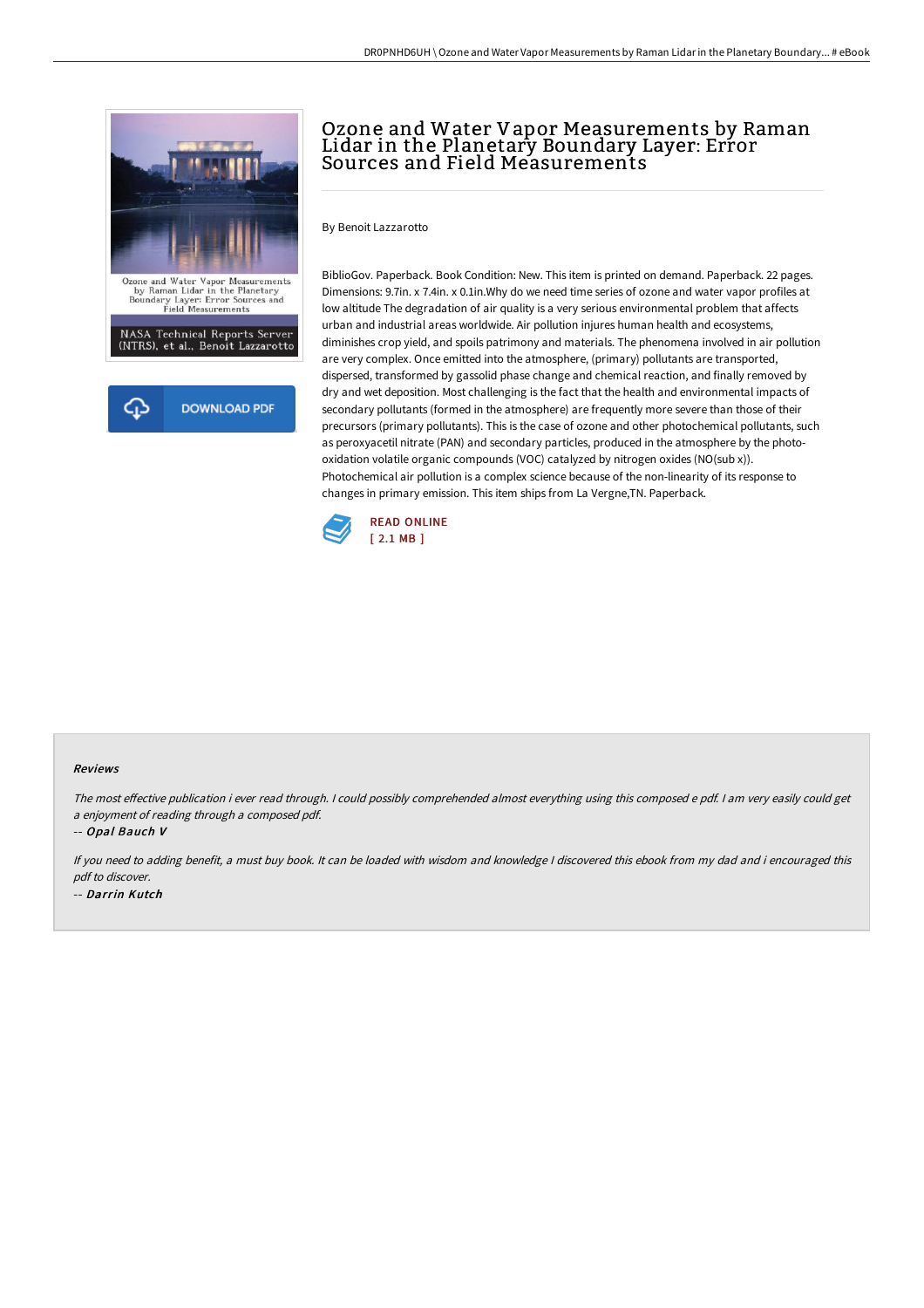# Ozone and Water Vapor Measurements by Raman Lidar in the Planetary Boundary Layer: Error Sources and Field Measurements

By Benoit Lazzarotto

BiblioGov. Paperback. Book Condition: New. This item is printed on demand. Paperback. 22 pages. Dimensions: 9.7in. x 7.4in. x 0.1in.Why do we need time series of ozone and water vapor profiles at low altitude The degradation of air quality is a very serious environmental problem that affects urban and industrial areas worldwide. Air pollution injures human health and ecosystems, diminishes crop yield, and spoils patrimony and materials. The phenomena involved in air pollution are very complex. Once emitted into the atmosphere, (primary) pollutants are transported, dispersed, transformed by gassolid phase change and chemical reaction, and finally removed by dry and wet deposition. Most challenging is the fact that the health and environmental impacts of secondary pollutants (formed in the atmosphere) are frequently more severe than those of their precursors (primary pollutants). This is the case of ozone and other photochemical pollutants, such as peroxyacetil nitrate (PAN) and secondary particles, produced in the atmosphere by the photo-oxidation volatile organic compounds (VOC) catalyzed by nitrogen oxides (NO(sub x)). Photochemical air pollution is a complex science because of the non-linearity of its response to changes in primary emission. This item ships from La Vergne,TN. Paperback.

READ ONLINE
[ 2.1 MB ]

DOWNLOAD PDF

## Reviews

*The most effective publication i ever read through. I could possibly comprehended almost everything using this composed e pdf. I am very easily could get a enjoyment of reading through a composed pdf.*

-- *Opal Bauch V*

*If you need to adding benefit, a must buy book. It can be loaded with wisdom and knowledge I discovered this ebook from my dad and i encouraged this pdf to discover.*

-- *Darrin Kutch*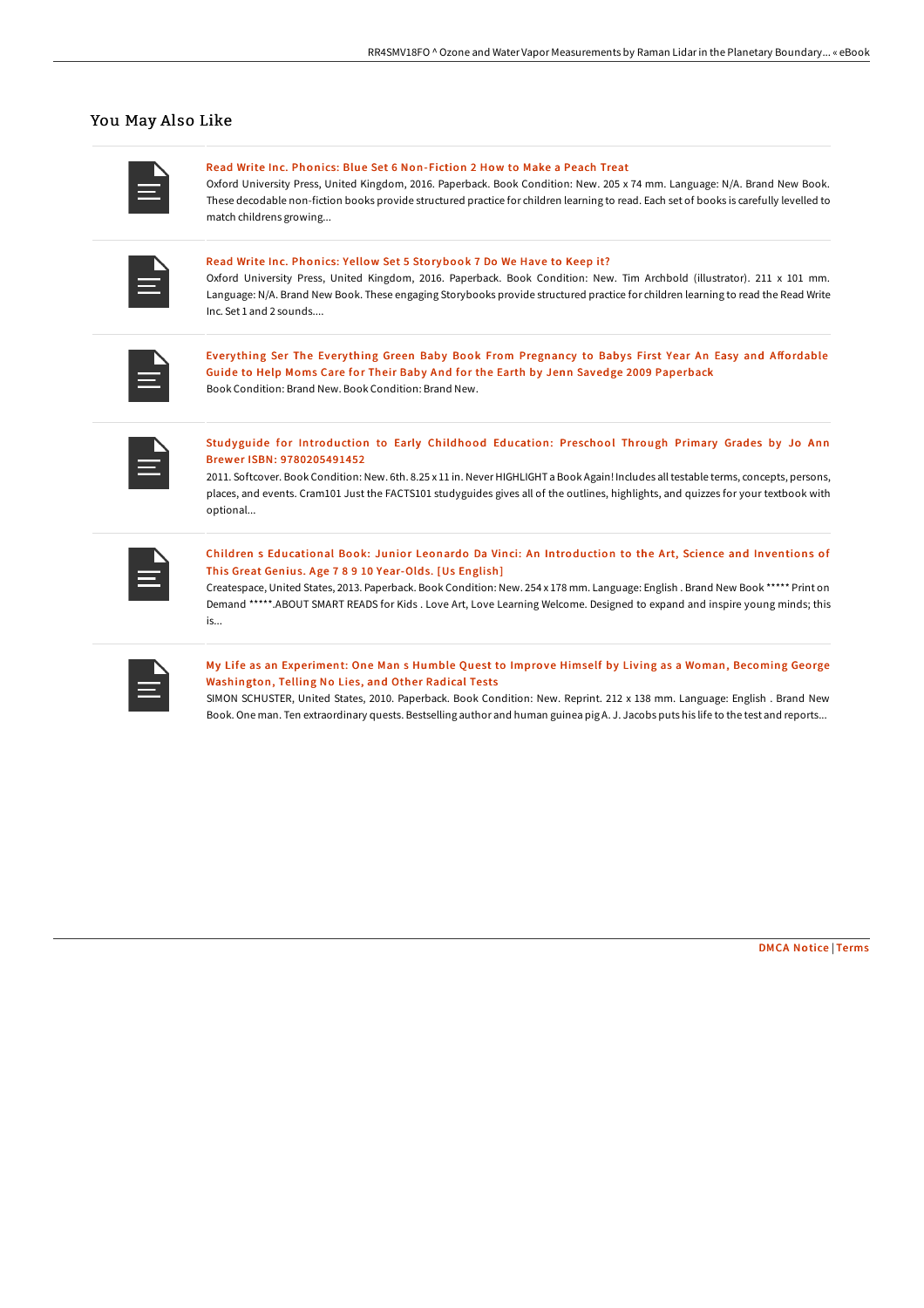## You May Also Like

**Read Write Inc. Phonics: Blue Set 6 Non-Fiction 2 How to Make a Peach Treat**

Oxford University Press, United Kingdom, 2016. Paperback. Book Condition: New. 205 x 74 mm. Language: N/A. Brand New Book. These decodable non-fiction books provide structured practice for children learning to read. Each set of books is carefully levelled to match childrens growing...

**Read Write Inc. Phonics: Yellow Set 5 Storybook 7 Do We Have to Keep it?**

Oxford University Press, United Kingdom, 2016. Paperback. Book Condition: New. Tim Archbold (illustrator). 211 x 101 mm. Language: N/A. Brand New Book. These engaging Storybooks provide structured practice for children learning to read the Read Write Inc. Set 1 and 2 sounds....

**Everything Ser The Everything Green Baby Book From Pregnancy to Babys First Year An Easy and Affordable Guide to Help Moms Care for Their Baby And for the Earth by Jenn Savedge 2009 Paperback**

Book Condition: Brand New. Book Condition: Brand New.

**Studyguide for Introduction to Early Childhood Education: Preschool Through Primary Grades by Jo Ann Brewer ISBN: 9780205491452**

2011. Softcover. Book Condition: New. 6th. 8.25 x 11 in. Never HIGHLIGHT a Book Again! Includes all testable terms, concepts, persons, places, and events. Cram101 Just the FACTS101 studyguides gives all of the outlines, highlights, and quizzes for your textbook with optional...

**Children s Educational Book: Junior Leonardo Da Vinci: An Introduction to the Art, Science and Inventions of This Great Genius. Age 7 8 9 10 Year-Olds. [Us English]**

Createspace, United States, 2013. Paperback. Book Condition: New. 254 x 178 mm. Language: English . Brand New Book ***** Print on Demand *****.ABOUT SMART READS for Kids . Love Art, Love Learning Welcome. Designed to expand and inspire young minds; this is...

**My Life as an Experiment: One Man s Humble Quest to Improve Himself by Living as a Woman, Becoming George Washington, Telling No Lies, and Other Radical Tests**

SIMON SCHUSTER, United States, 2010. Paperback. Book Condition: New. Reprint. 212 x 138 mm. Language: English . Brand New Book. One man. Ten extraordinary quests. Bestselling author and human guinea pig A. J. Jacobs puts his life to the test and reports...